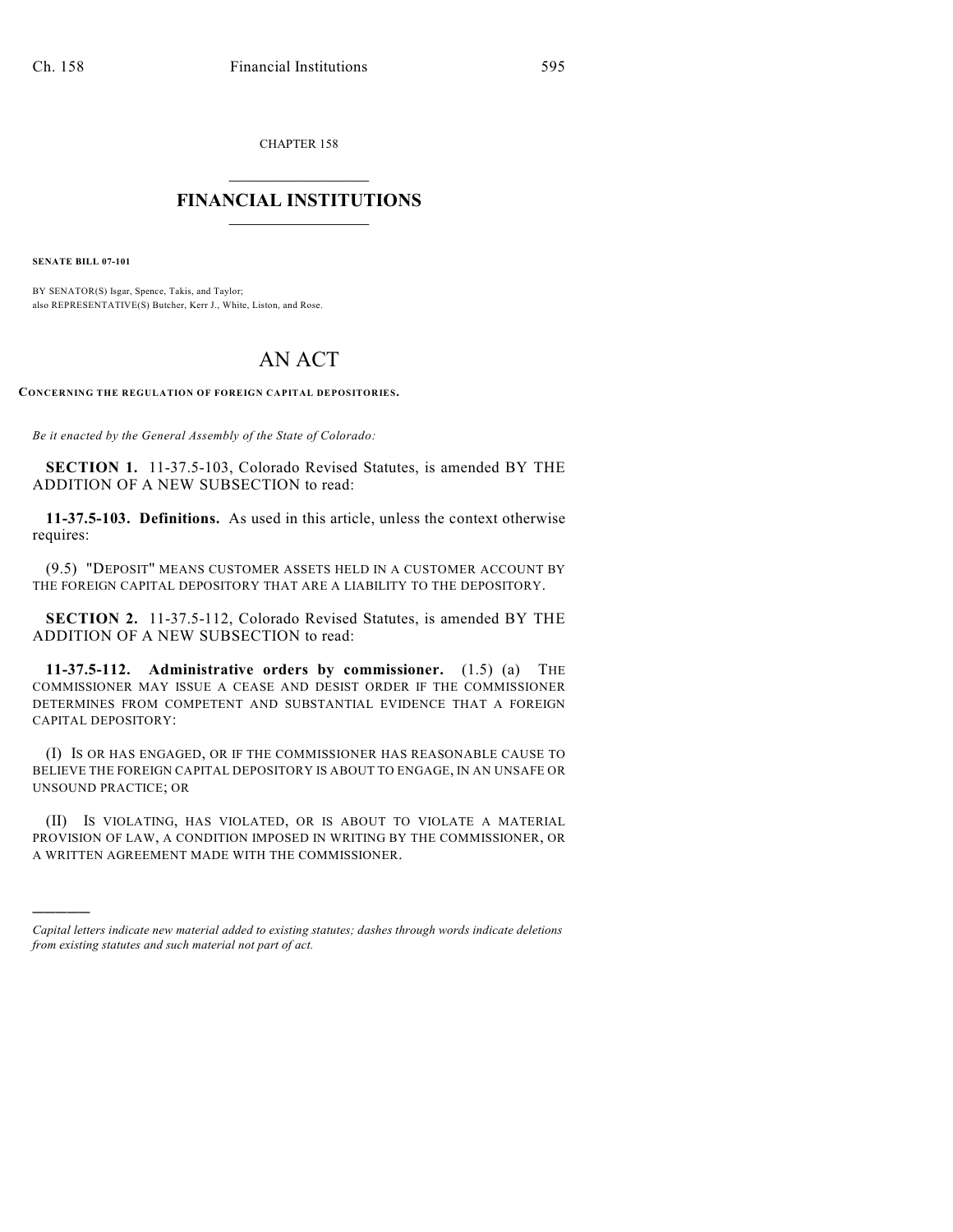CHAPTER 158

# FINANCIAL INSTITUTIONS

**SENATE BILL 07-101**

BY SENATOR(S) Isgar, Spence, Takis, and Taylor;
also REPRESENTATIVE(S) Butcher, Kerr J., White, Liston, and Rose.

# AN ACT

**CONCERNING THE REGULATION OF FOREIGN CAPITAL DEPOSITORIES.**

*Be it enacted by the General Assembly of the State of Colorado:*

**SECTION 1.** 11-37.5-103, Colorado Revised Statutes, is amended BY THE ADDITION OF A NEW SUBSECTION to read:

**11-37.5-103. Definitions.** As used in this article, unless the context otherwise requires:

(9.5) "DEPOSIT" MEANS CUSTOMER ASSETS HELD IN A CUSTOMER ACCOUNT BY THE FOREIGN CAPITAL DEPOSITORY THAT ARE A LIABILITY TO THE DEPOSITORY.

**SECTION 2.** 11-37.5-112, Colorado Revised Statutes, is amended BY THE ADDITION OF A NEW SUBSECTION to read:

**11-37.5-112. Administrative orders by commissioner.** (1.5) (a) THE COMMISSIONER MAY ISSUE A CEASE AND DESIST ORDER IF THE COMMISSIONER DETERMINES FROM COMPETENT AND SUBSTANTIAL EVIDENCE THAT A FOREIGN CAPITAL DEPOSITORY:

(I) IS OR HAS ENGAGED, OR IF THE COMMISSIONER HAS REASONABLE CAUSE TO BELIEVE THE FOREIGN CAPITAL DEPOSITORY IS ABOUT TO ENGAGE, IN AN UNSAFE OR UNSOUND PRACTICE; OR

(II) IS VIOLATING, HAS VIOLATED, OR IS ABOUT TO VIOLATE A MATERIAL PROVISION OF LAW, A CONDITION IMPOSED IN WRITING BY THE COMMISSIONER, OR A WRITTEN AGREEMENT MADE WITH THE COMMISSIONER.

---

*Capital letters indicate new material added to existing statutes; dashes through words indicate deletions from existing statutes and such material not part of act.*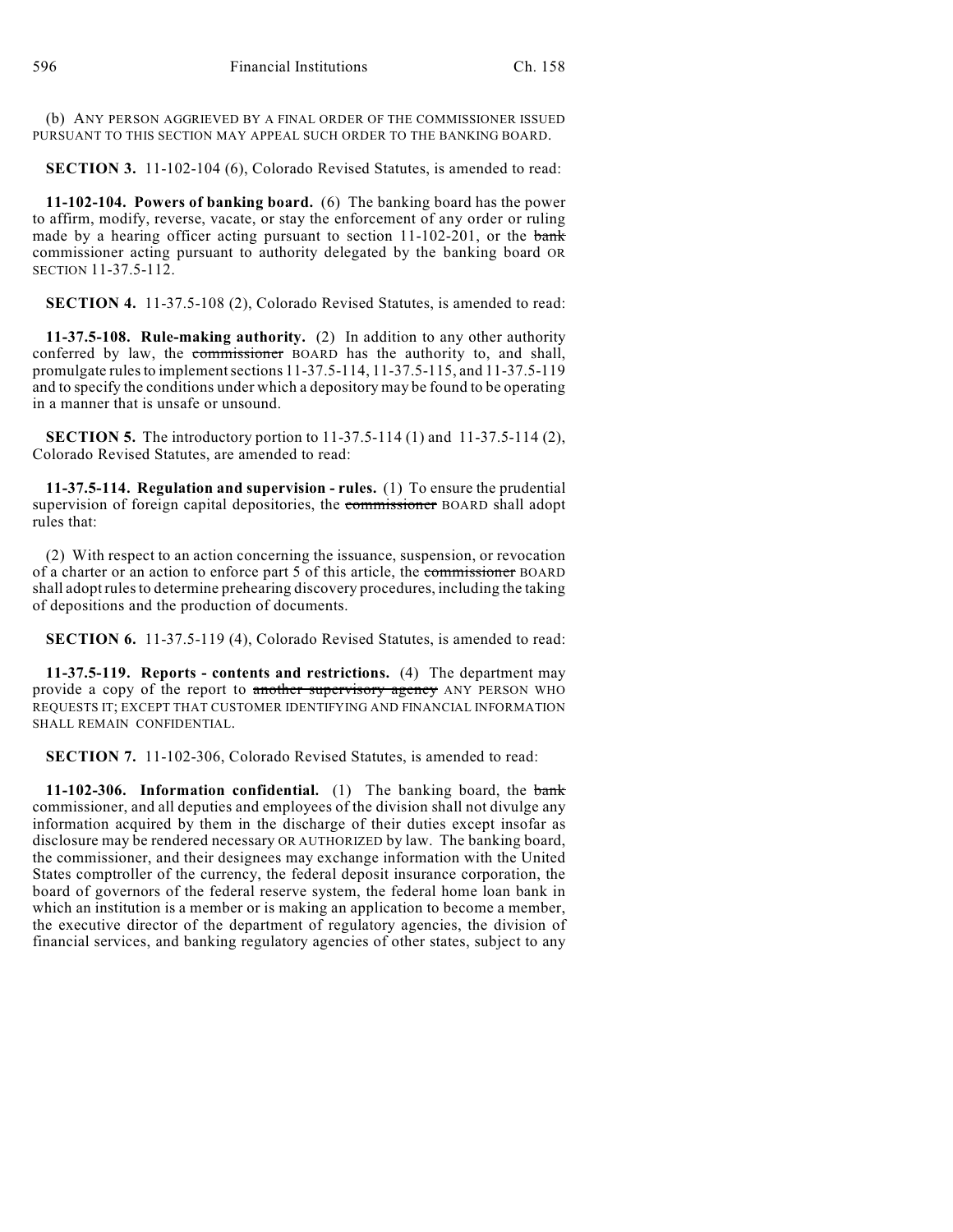(b) ANY PERSON AGGRIEVED BY A FINAL ORDER OF THE COMMISSIONER ISSUED PURSUANT TO THIS SECTION MAY APPEAL SUCH ORDER TO THE BANKING BOARD.

**SECTION 3.** 11-102-104 (6), Colorado Revised Statutes, is amended to read:

**11-102-104. Powers of banking board.** (6) The banking board has the power to affirm, modify, reverse, vacate, or stay the enforcement of any order or ruling made by a hearing officer acting pursuant to section 11-102-201, or the ~~bank~~ commissioner acting pursuant to authority delegated by the banking board OR SECTION 11-37.5-112.

**SECTION 4.** 11-37.5-108 (2), Colorado Revised Statutes, is amended to read:

**11-37.5-108. Rule-making authority.** (2) In addition to any other authority conferred by law, the ~~commissioner~~ BOARD has the authority to, and shall, promulgate rules to implement sections 11-37.5-114, 11-37.5-115, and 11-37.5-119 and to specify the conditions under which a depository may be found to be operating in a manner that is unsafe or unsound.

**SECTION 5.** The introductory portion to 11-37.5-114 (1) and 11-37.5-114 (2), Colorado Revised Statutes, are amended to read:

**11-37.5-114. Regulation and supervision - rules.** (1) To ensure the prudential supervision of foreign capital depositories, the ~~commissioner~~ BOARD shall adopt rules that:

(2) With respect to an action concerning the issuance, suspension, or revocation of a charter or an action to enforce part 5 of this article, the ~~commissioner~~ BOARD shall adopt rules to determine prehearing discovery procedures, including the taking of depositions and the production of documents.

**SECTION 6.** 11-37.5-119 (4), Colorado Revised Statutes, is amended to read:

**11-37.5-119. Reports - contents and restrictions.** (4) The department may provide a copy of the report to ~~another supervisory agency~~ ANY PERSON WHO REQUESTS IT; EXCEPT THAT CUSTOMER IDENTIFYING AND FINANCIAL INFORMATION SHALL REMAIN CONFIDENTIAL.

**SECTION 7.** 11-102-306, Colorado Revised Statutes, is amended to read:

**11-102-306. Information confidential.** (1) The banking board, the ~~bank~~ commissioner, and all deputies and employees of the division shall not divulge any information acquired by them in the discharge of their duties except insofar as disclosure may be rendered necessary OR AUTHORIZED by law. The banking board, the commissioner, and their designees may exchange information with the United States comptroller of the currency, the federal deposit insurance corporation, the board of governors of the federal reserve system, the federal home loan bank in which an institution is a member or is making an application to become a member, the executive director of the department of regulatory agencies, the division of financial services, and banking regulatory agencies of other states, subject to any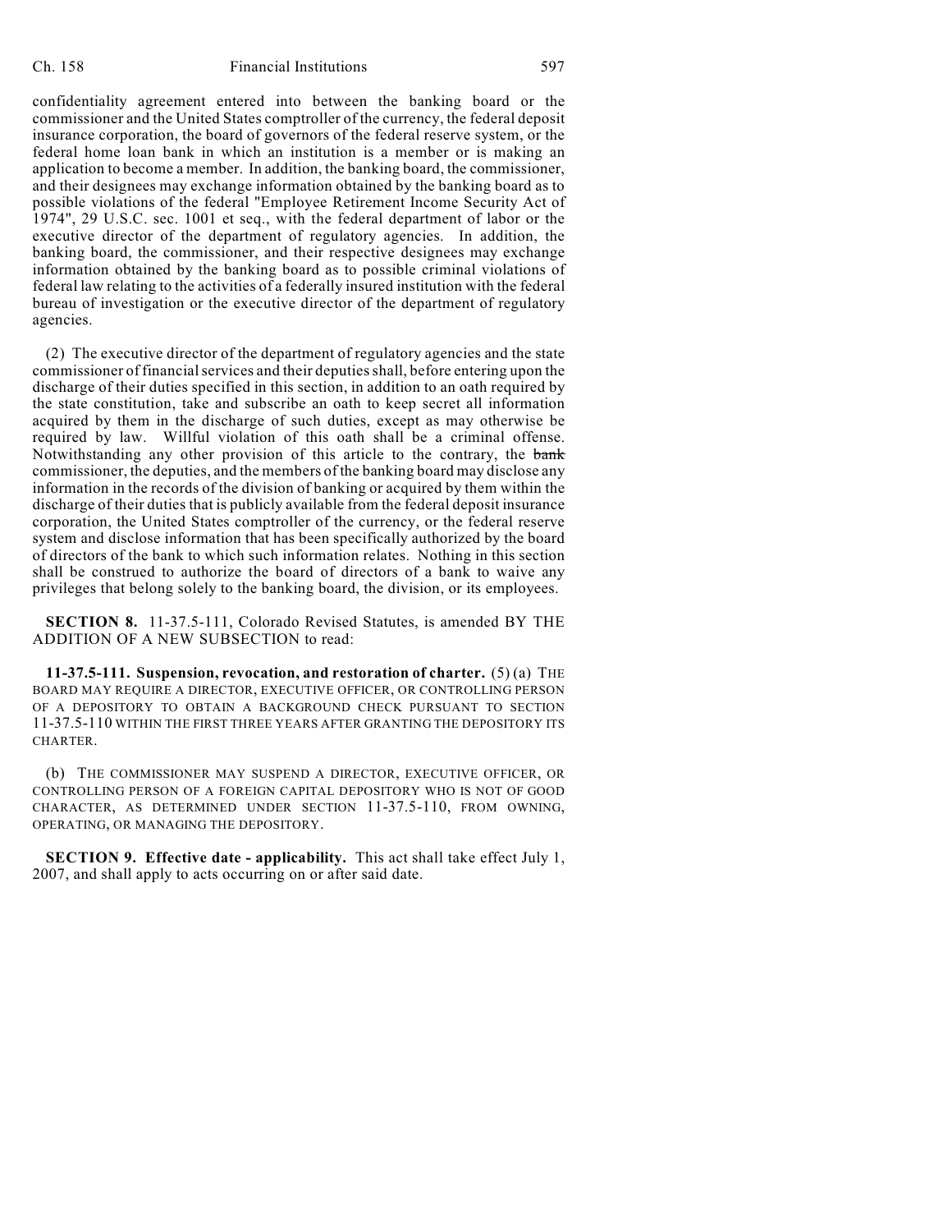confidentiality agreement entered into between the banking board or the commissioner and the United States comptroller of the currency, the federal deposit insurance corporation, the board of governors of the federal reserve system, or the federal home loan bank in which an institution is a member or is making an application to become a member. In addition, the banking board, the commissioner, and their designees may exchange information obtained by the banking board as to possible violations of the federal "Employee Retirement Income Security Act of 1974", 29 U.S.C. sec. 1001 et seq., with the federal department of labor or the executive director of the department of regulatory agencies. In addition, the banking board, the commissioner, and their respective designees may exchange information obtained by the banking board as to possible criminal violations of federal law relating to the activities of a federally insured institution with the federal bureau of investigation or the executive director of the department of regulatory agencies.

(2) The executive director of the department of regulatory agencies and the state commissioner of financial services and their deputies shall, before entering upon the discharge of their duties specified in this section, in addition to an oath required by the state constitution, take and subscribe an oath to keep secret all information acquired by them in the discharge of such duties, except as may otherwise be required by law. Willful violation of this oath shall be a criminal offense. Notwithstanding any other provision of this article to the contrary, the ~~bank~~ commissioner, the deputies, and the members of the banking board may disclose any information in the records of the division of banking or acquired by them within the discharge of their duties that is publicly available from the federal deposit insurance corporation, the United States comptroller of the currency, or the federal reserve system and disclose information that has been specifically authorized by the board of directors of the bank to which such information relates. Nothing in this section shall be construed to authorize the board of directors of a bank to waive any privileges that belong solely to the banking board, the division, or its employees.

**SECTION 8.** 11-37.5-111, Colorado Revised Statutes, is amended BY THE ADDITION OF A NEW SUBSECTION to read:

**11-37.5-111. Suspension, revocation, and restoration of charter.** (5) (a) THE BOARD MAY REQUIRE A DIRECTOR, EXECUTIVE OFFICER, OR CONTROLLING PERSON OF A DEPOSITORY TO OBTAIN A BACKGROUND CHECK PURSUANT TO SECTION 11-37.5-110 WITHIN THE FIRST THREE YEARS AFTER GRANTING THE DEPOSITORY ITS CHARTER.

(b) THE COMMISSIONER MAY SUSPEND A DIRECTOR, EXECUTIVE OFFICER, OR CONTROLLING PERSON OF A FOREIGN CAPITAL DEPOSITORY WHO IS NOT OF GOOD CHARACTER, AS DETERMINED UNDER SECTION 11-37.5-110, FROM OWNING, OPERATING, OR MANAGING THE DEPOSITORY.

**SECTION 9. Effective date - applicability.** This act shall take effect July 1, 2007, and shall apply to acts occurring on or after said date.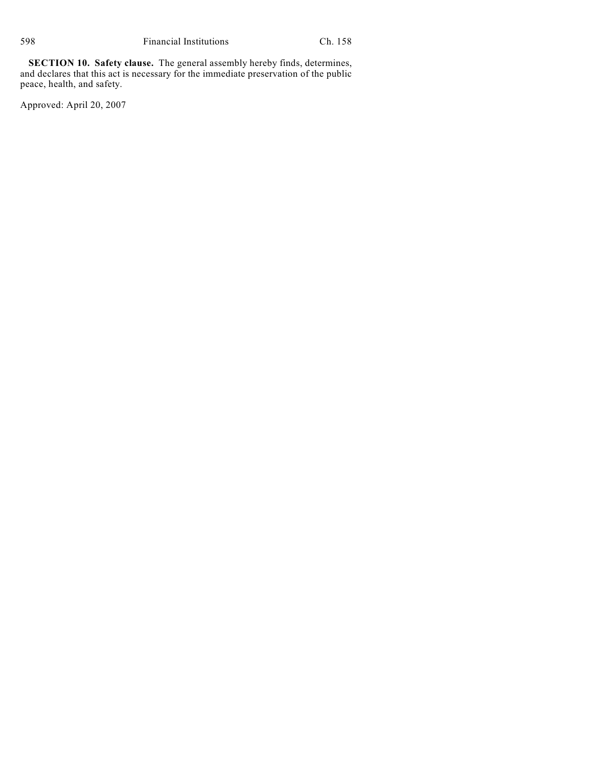**SECTION 10. Safety clause.** The general assembly hereby finds, determines, and declares that this act is necessary for the immediate preservation of the public peace, health, and safety.

Approved: April 20, 2007